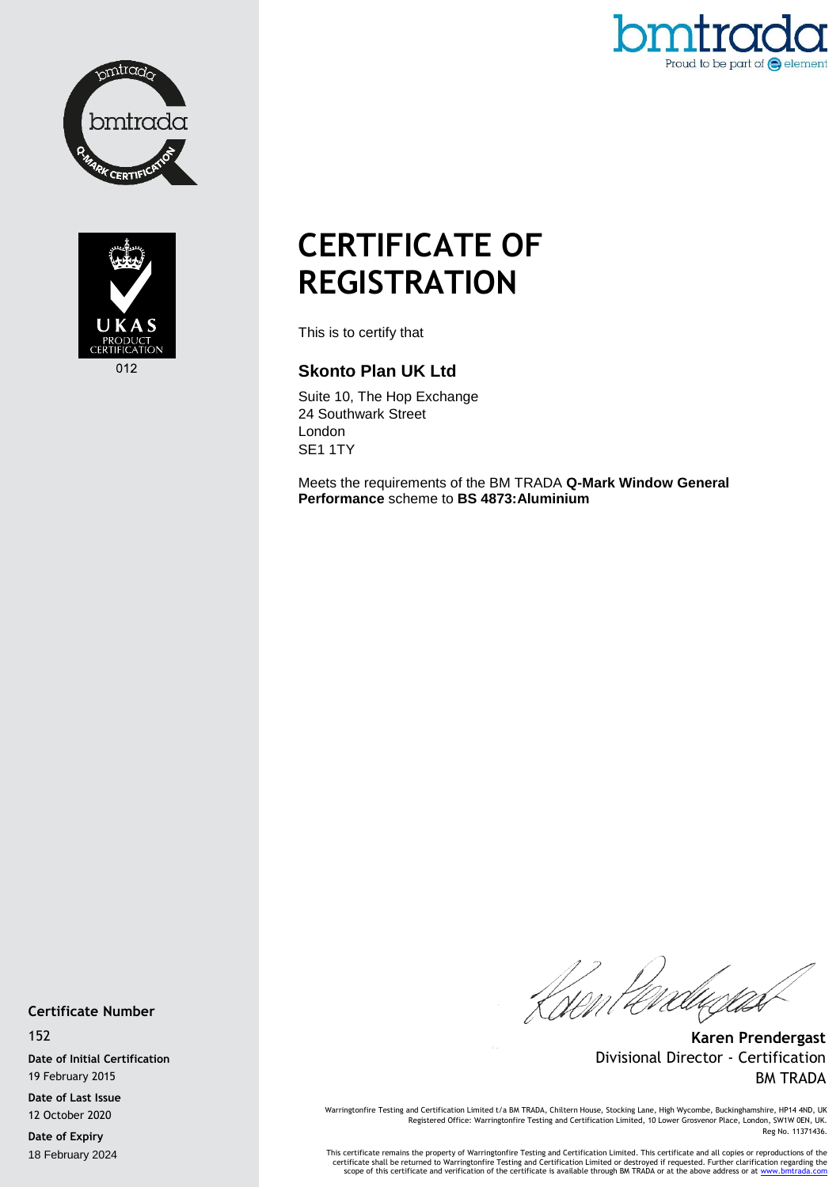# CERTIFICATE OF REGISTRATION

This is to certify that

**Skonto Plan UK Ltd**

Suite 10, The Hop Exchange
24 Southwark Street
London
SE1 1TY

Meets the requirements of the BM TRADA **Q-Mark Window General Performance** scheme to **BS 4873:Aluminium**

**Certificate Number**
152

**Date of Initial Certification**
19 February 2015

**Date of Last Issue**
12 October 2020

**Date of Expiry**
18 February 2024

**Karen Prendergast**
Divisional Director - Certification
BM TRADA

Warringtonfire Testing and Certification Limited t/a BM TRADA, Chiltern House, Stocking Lane, High Wycombe, Buckinghamshire, HP14 4ND, UK
Registered Office: Warringtonfire Testing and Certification Limited, 10 Lower Grosvenor Place, London, SW1W 0EN, UK.
Reg No. 11371436.

This certificate remains the property of Warringtonfire Testing and Certification Limited. This certificate and all copies or reproductions of the certificate shall be returned to Warringtonfire Testing and Certification Limited or destroyed if requested. Further clarification regarding the scope of this certificate and verification of the certificate is available through BM TRADA or at the above address or at www.bmtrada.com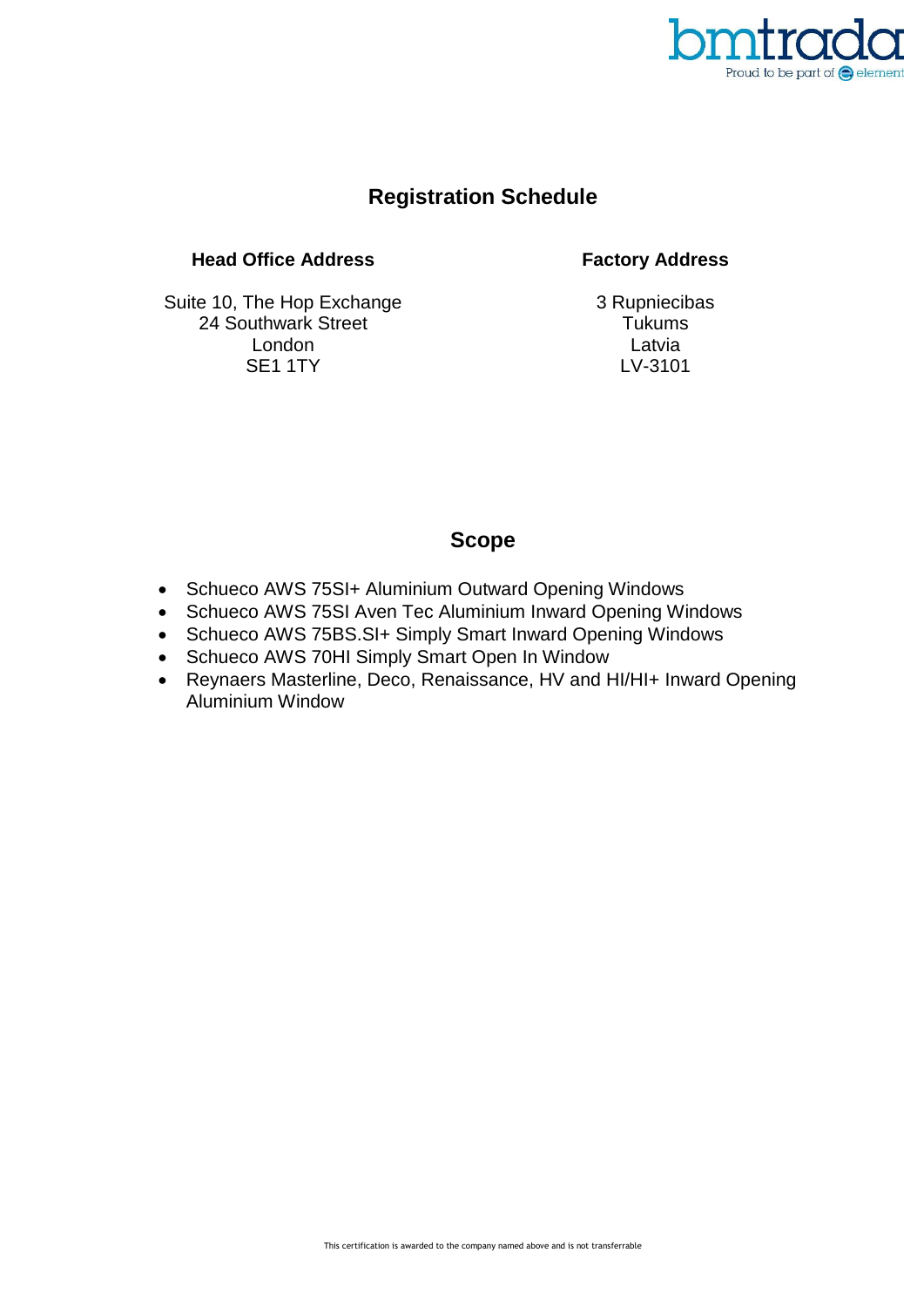## Registration Schedule

**Head Office Address**

Suite 10, The Hop Exchange
24 Southwark Street
London
SE1 1TY

**Factory Address**

3 Rupniecibas
Tukums
Latvia
LV-3101

## Scope

- Schueco AWS 75SI+ Aluminium Outward Opening Windows
- Schueco AWS 75SI Aven Tec Aluminium Inward Opening Windows
- Schueco AWS 75BS.SI+ Simply Smart Inward Opening Windows
- Schueco AWS 70HI Simply Smart Open In Window
- Reynaers Masterline, Deco, Renaissance, HV and HI/HI+ Inward Opening Aluminium Window

This certification is awarded to the company named above and is not transferrable